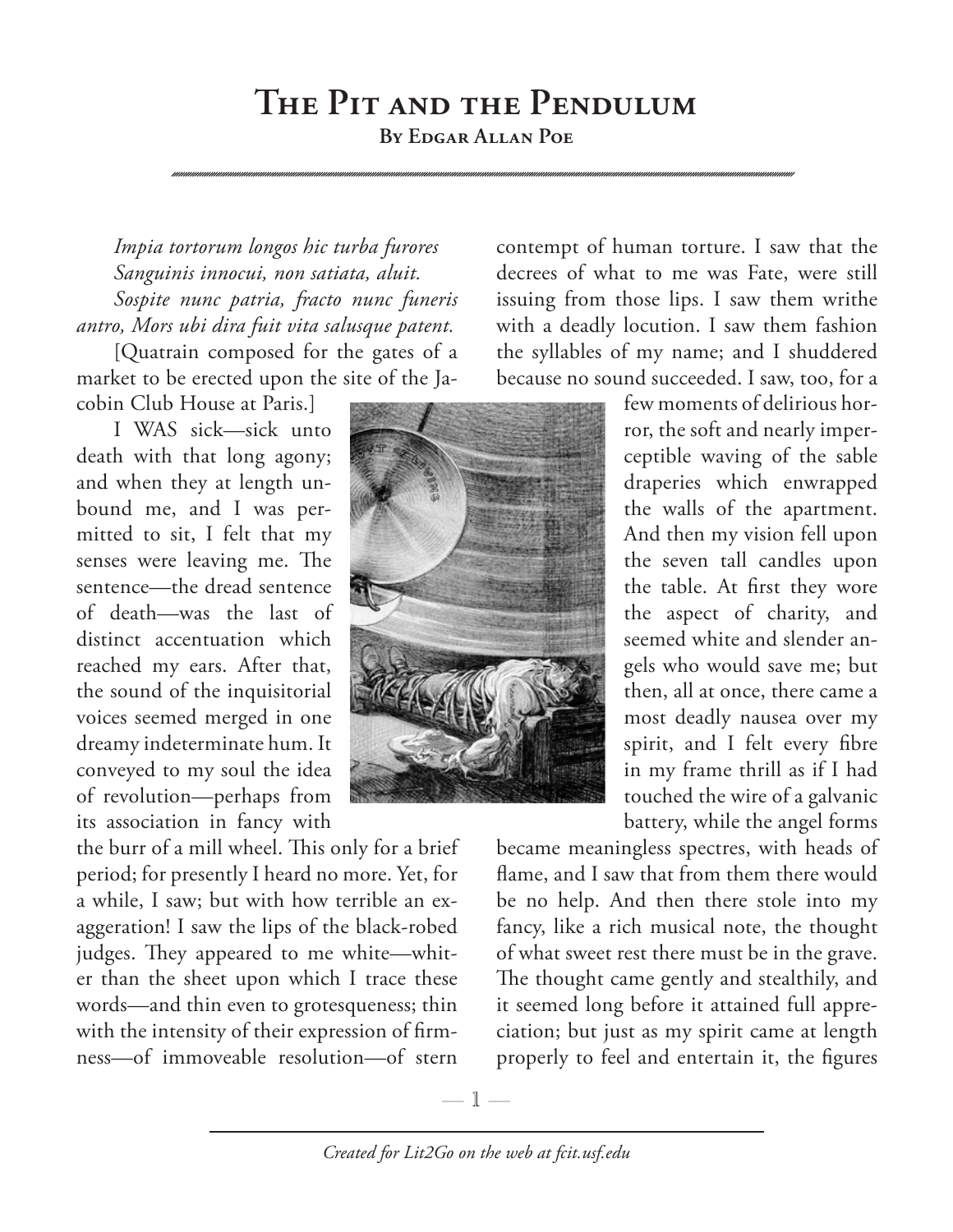# The Pit and the Pendulum

**By Edgar Allan Poe**

*Impia tortorum longos hic turba furores*
*Sanguinis innocui, non satiata, aluit.*
*Sospite nunc patria, fracto nunc funeris antro, Mors ubi dira fuit vita salusque patent.*

[Quatrain composed for the gates of a market to be erected upon the site of the Jacobin Club House at Paris.]

I WAS sick—sick unto death with that long agony; and when they at length unbound me, and I was permitted to sit, I felt that my senses were leaving me. The sentence—the dread sentence of death—was the last of distinct accentuation which reached my ears. After that, the sound of the inquisitorial voices seemed merged in one dreamy indeterminate hum. It conveyed to my soul the idea of revolution—perhaps from its association in fancy with the burr of a mill wheel. This only for a brief period; for presently I heard no more. Yet, for a while, I saw; but with how terrible an exaggeration! I saw the lips of the black-robed judges. They appeared to me white—whiter than the sheet upon which I trace these words—and thin even to grotesqueness; thin with the intensity of their expression of firmness—of immoveable resolution—of stern contempt of human torture. I saw that the decrees of what to me was Fate, were still issuing from those lips. I saw them writhe with a deadly locution. I saw them fashion the syllables of my name; and I shuddered because no sound succeeded. I saw, too, for a few moments of delirious horror, the soft and nearly imperceptible waving of the sable draperies which enwrapped the walls of the apartment. And then my vision fell upon the seven tall candles upon the table. At first they wore the aspect of charity, and seemed white and slender angels who would save me; but then, all at once, there came a most deadly nausea over my spirit, and I felt every fibre in my frame thrill as if I had touched the wire of a galvanic battery, while the angel forms became meaningless spectres, with heads of flame, and I saw that from them there would be no help. And then there stole into my fancy, like a rich musical note, the thought of what sweet rest there must be in the grave. The thought came gently and stealthily, and it seemed long before it attained full appreciation; but just as my spirit came at length properly to feel and entertain it, the figures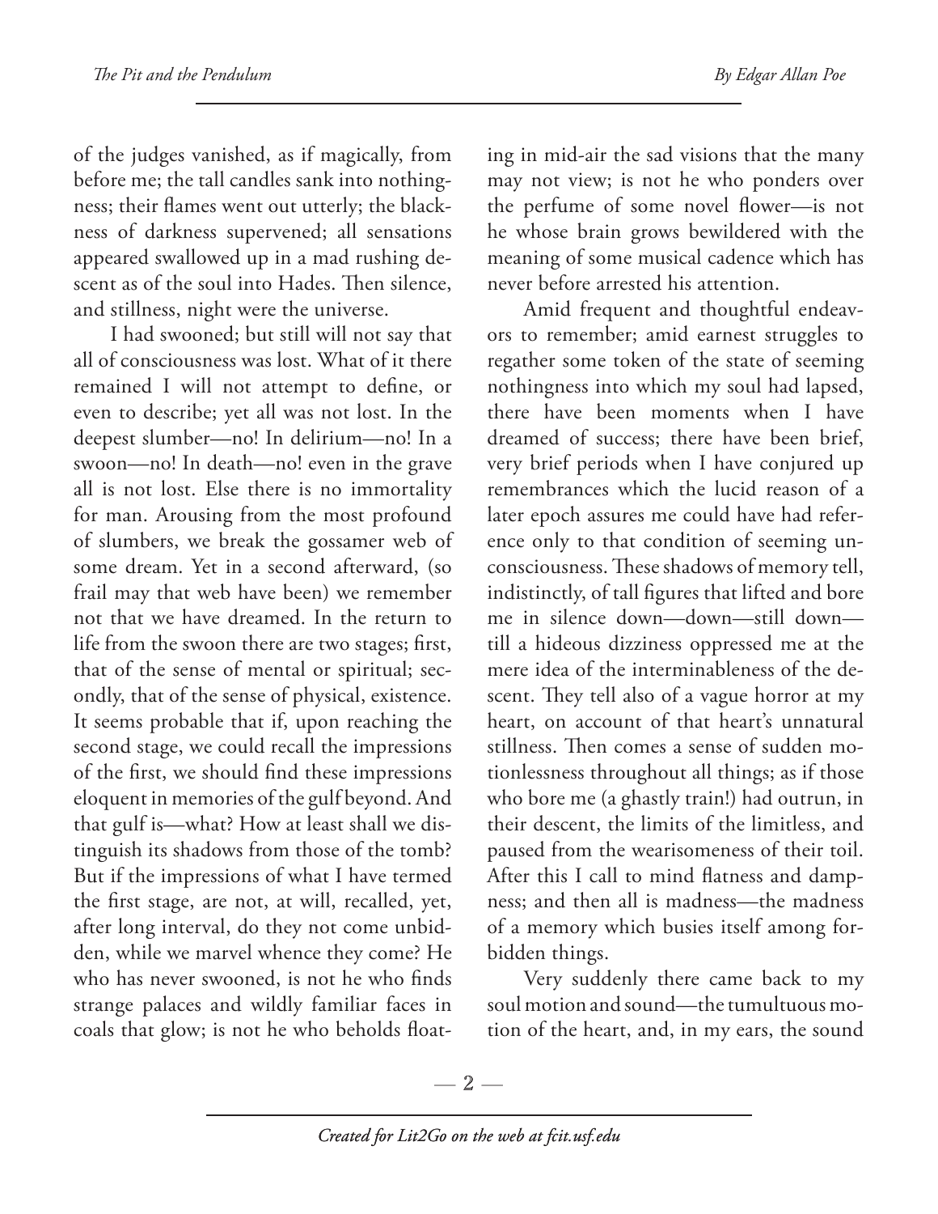of the judges vanished, as if magically, from before me; the tall candles sank into nothingness; their flames went out utterly; the blackness of darkness supervened; all sensations appeared swallowed up in a mad rushing descent as of the soul into Hades. Then silence, and stillness, night were the universe.

I had swooned; but still will not say that all of consciousness was lost. What of it there remained I will not attempt to define, or even to describe; yet all was not lost. In the deepest slumber—no! In delirium—no! In a swoon—no! In death—no! even in the grave all is not lost. Else there is no immortality for man. Arousing from the most profound of slumbers, we break the gossamer web of some dream. Yet in a second afterward, (so frail may that web have been) we remember not that we have dreamed. In the return to life from the swoon there are two stages; first, that of the sense of mental or spiritual; secondly, that of the sense of physical, existence. It seems probable that if, upon reaching the second stage, we could recall the impressions of the first, we should find these impressions eloquent in memories of the gulf beyond. And that gulf is—what? How at least shall we distinguish its shadows from those of the tomb? But if the impressions of what I have termed the first stage, are not, at will, recalled, yet, after long interval, do they not come unbidden, while we marvel whence they come? He who has never swooned, is not he who finds strange palaces and wildly familiar faces in coals that glow; is not he who beholds floating in mid-air the sad visions that the many may not view; is not he who ponders over the perfume of some novel flower—is not he whose brain grows bewildered with the meaning of some musical cadence which has never before arrested his attention.

Amid frequent and thoughtful endeavors to remember; amid earnest struggles to regather some token of the state of seeming nothingness into which my soul had lapsed, there have been moments when I have dreamed of success; there have been brief, very brief periods when I have conjured up remembrances which the lucid reason of a later epoch assures me could have had reference only to that condition of seeming unconsciousness. These shadows of memory tell, indistinctly, of tall figures that lifted and bore me in silence down—down—still down—till a hideous dizziness oppressed me at the mere idea of the interminableness of the descent. They tell also of a vague horror at my heart, on account of that heart's unnatural stillness. Then comes a sense of sudden motionlessness throughout all things; as if those who bore me (a ghastly train!) had outrun, in their descent, the limits of the limitless, and paused from the wearisomeness of their toil. After this I call to mind flatness and dampness; and then all is madness—the madness of a memory which busies itself among forbidden things.

Very suddenly there came back to my soul motion and sound—the tumultuous motion of the heart, and, in my ears, the sound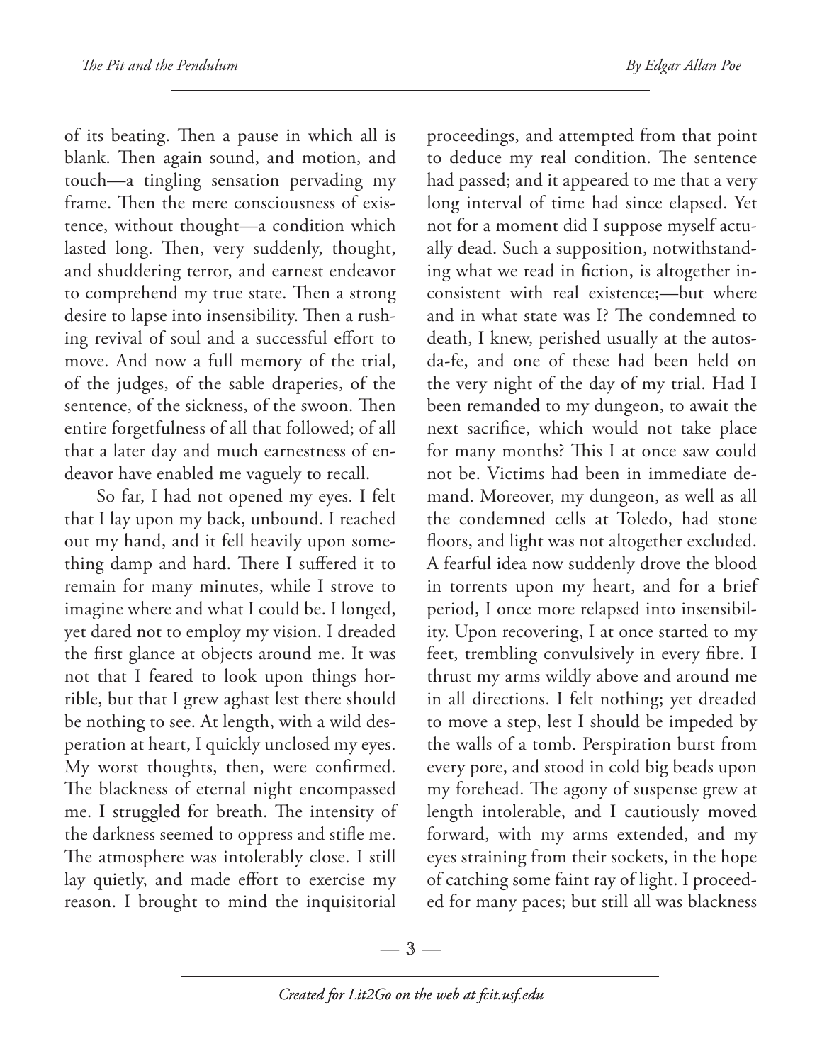of its beating. Then a pause in which all is blank. Then again sound, and motion, and touch—a tingling sensation pervading my frame. Then the mere consciousness of existence, without thought—a condition which lasted long. Then, very suddenly, thought, and shuddering terror, and earnest endeavor to comprehend my true state. Then a strong desire to lapse into insensibility. Then a rushing revival of soul and a successful effort to move. And now a full memory of the trial, of the judges, of the sable draperies, of the sentence, of the sickness, of the swoon. Then entire forgetfulness of all that followed; of all that a later day and much earnestness of endeavor have enabled me vaguely to recall.

So far, I had not opened my eyes. I felt that I lay upon my back, unbound. I reached out my hand, and it fell heavily upon something damp and hard. There I suffered it to remain for many minutes, while I strove to imagine where and what I could be. I longed, yet dared not to employ my vision. I dreaded the first glance at objects around me. It was not that I feared to look upon things horrible, but that I grew aghast lest there should be nothing to see. At length, with a wild desperation at heart, I quickly unclosed my eyes. My worst thoughts, then, were confirmed. The blackness of eternal night encompassed me. I struggled for breath. The intensity of the darkness seemed to oppress and stifle me. The atmosphere was intolerably close. I still lay quietly, and made effort to exercise my reason. I brought to mind the inquisitorial proceedings, and attempted from that point to deduce my real condition. The sentence had passed; and it appeared to me that a very long interval of time had since elapsed. Yet not for a moment did I suppose myself actually dead. Such a supposition, notwithstanding what we read in fiction, is altogether inconsistent with real existence;—but where and in what state was I? The condemned to death, I knew, perished usually at the autos-da-fe, and one of these had been held on the very night of the day of my trial. Had I been remanded to my dungeon, to await the next sacrifice, which would not take place for many months? This I at once saw could not be. Victims had been in immediate demand. Moreover, my dungeon, as well as all the condemned cells at Toledo, had stone floors, and light was not altogether excluded. A fearful idea now suddenly drove the blood in torrents upon my heart, and for a brief period, I once more relapsed into insensibility. Upon recovering, I at once started to my feet, trembling convulsively in every fibre. I thrust my arms wildly above and around me in all directions. I felt nothing; yet dreaded to move a step, lest I should be impeded by the walls of a tomb. Perspiration burst from every pore, and stood in cold big beads upon my forehead. The agony of suspense grew at length intolerable, and I cautiously moved forward, with my arms extended, and my eyes straining from their sockets, in the hope of catching some faint ray of light. I proceeded for many paces; but still all was blackness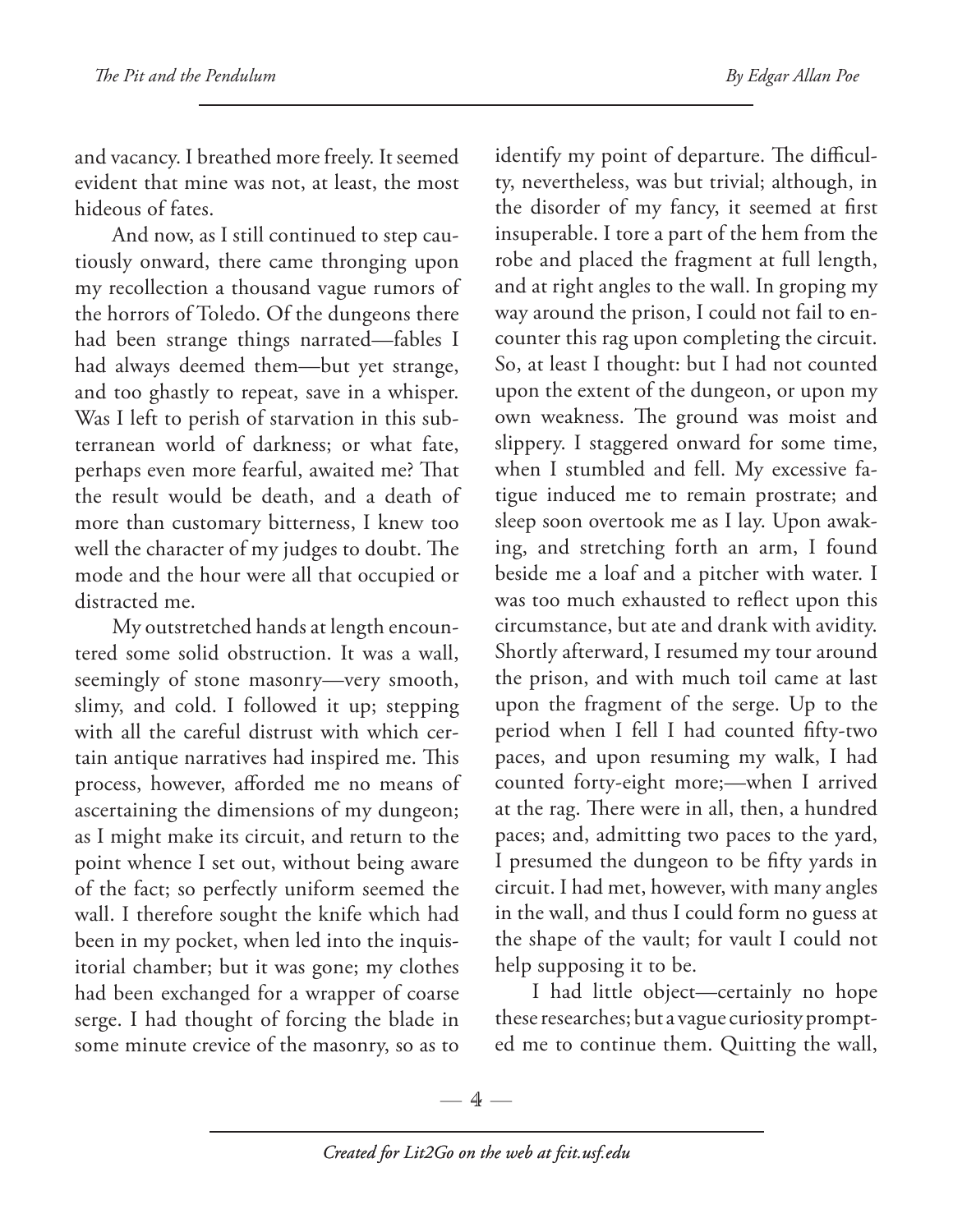and vacancy. I breathed more freely. It seemed evident that mine was not, at least, the most hideous of fates.

And now, as I still continued to step cautiously onward, there came thronging upon my recollection a thousand vague rumors of the horrors of Toledo. Of the dungeons there had been strange things narrated—fables I had always deemed them—but yet strange, and too ghastly to repeat, save in a whisper. Was I left to perish of starvation in this subterranean world of darkness; or what fate, perhaps even more fearful, awaited me? That the result would be death, and a death of more than customary bitterness, I knew too well the character of my judges to doubt. The mode and the hour were all that occupied or distracted me.

My outstretched hands at length encountered some solid obstruction. It was a wall, seemingly of stone masonry—very smooth, slimy, and cold. I followed it up; stepping with all the careful distrust with which certain antique narratives had inspired me. This process, however, afforded me no means of ascertaining the dimensions of my dungeon; as I might make its circuit, and return to the point whence I set out, without being aware of the fact; so perfectly uniform seemed the wall. I therefore sought the knife which had been in my pocket, when led into the inquisitorial chamber; but it was gone; my clothes had been exchanged for a wrapper of coarse serge. I had thought of forcing the blade in some minute crevice of the masonry, so as to identify my point of departure. The difficulty, nevertheless, was but trivial; although, in the disorder of my fancy, it seemed at first insuperable. I tore a part of the hem from the robe and placed the fragment at full length, and at right angles to the wall. In groping my way around the prison, I could not fail to encounter this rag upon completing the circuit. So, at least I thought: but I had not counted upon the extent of the dungeon, or upon my own weakness. The ground was moist and slippery. I staggered onward for some time, when I stumbled and fell. My excessive fatigue induced me to remain prostrate; and sleep soon overtook me as I lay. Upon awaking, and stretching forth an arm, I found beside me a loaf and a pitcher with water. I was too much exhausted to reflect upon this circumstance, but ate and drank with avidity. Shortly afterward, I resumed my tour around the prison, and with much toil came at last upon the fragment of the serge. Up to the period when I fell I had counted fifty-two paces, and upon resuming my walk, I had counted forty-eight more;—when I arrived at the rag. There were in all, then, a hundred paces; and, admitting two paces to the yard, I presumed the dungeon to be fifty yards in circuit. I had met, however, with many angles in the wall, and thus I could form no guess at the shape of the vault; for vault I could not help supposing it to be.

I had little object—certainly no hope these researches; but a vague curiosity prompted me to continue them. Quitting the wall,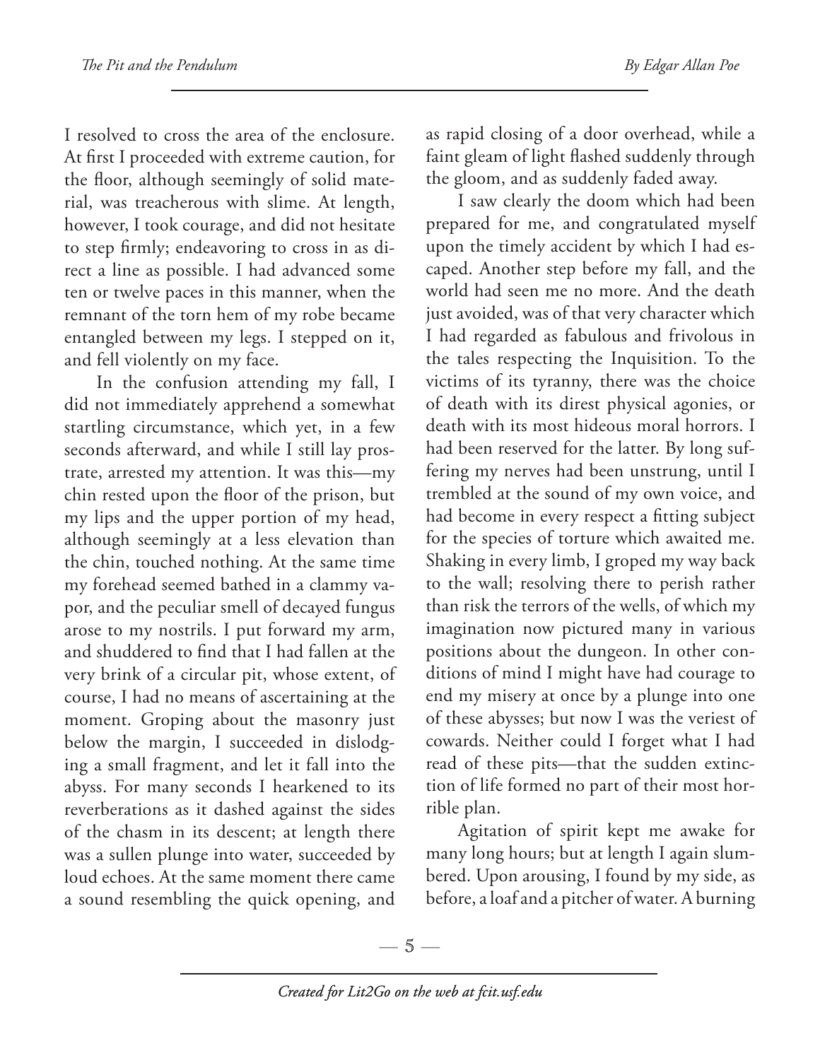I resolved to cross the area of the enclosure. At first I proceeded with extreme caution, for the floor, although seemingly of solid material, was treacherous with slime. At length, however, I took courage, and did not hesitate to step firmly; endeavoring to cross in as direct a line as possible. I had advanced some ten or twelve paces in this manner, when the remnant of the torn hem of my robe became entangled between my legs. I stepped on it, and fell violently on my face.

In the confusion attending my fall, I did not immediately apprehend a somewhat startling circumstance, which yet, in a few seconds afterward, and while I still lay prostrate, arrested my attention. It was this—my chin rested upon the floor of the prison, but my lips and the upper portion of my head, although seemingly at a less elevation than the chin, touched nothing. At the same time my forehead seemed bathed in a clammy vapor, and the peculiar smell of decayed fungus arose to my nostrils. I put forward my arm, and shuddered to find that I had fallen at the very brink of a circular pit, whose extent, of course, I had no means of ascertaining at the moment. Groping about the masonry just below the margin, I succeeded in dislodging a small fragment, and let it fall into the abyss. For many seconds I hearkened to its reverberations as it dashed against the sides of the chasm in its descent; at length there was a sullen plunge into water, succeeded by loud echoes. At the same moment there came a sound resembling the quick opening, and as rapid closing of a door overhead, while a faint gleam of light flashed suddenly through the gloom, and as suddenly faded away.

I saw clearly the doom which had been prepared for me, and congratulated myself upon the timely accident by which I had escaped. Another step before my fall, and the world had seen me no more. And the death just avoided, was of that very character which I had regarded as fabulous and frivolous in the tales respecting the Inquisition. To the victims of its tyranny, there was the choice of death with its direst physical agonies, or death with its most hideous moral horrors. I had been reserved for the latter. By long suffering my nerves had been unstrung, until I trembled at the sound of my own voice, and had become in every respect a fitting subject for the species of torture which awaited me. Shaking in every limb, I groped my way back to the wall; resolving there to perish rather than risk the terrors of the wells, of which my imagination now pictured many in various positions about the dungeon. In other conditions of mind I might have had courage to end my misery at once by a plunge into one of these abysses; but now I was the veriest of cowards. Neither could I forget what I had read of these pits—that the sudden extinction of life formed no part of their most horrible plan.

Agitation of spirit kept me awake for many long hours; but at length I again slumbered. Upon arousing, I found by my side, as before, a loaf and a pitcher of water. A burning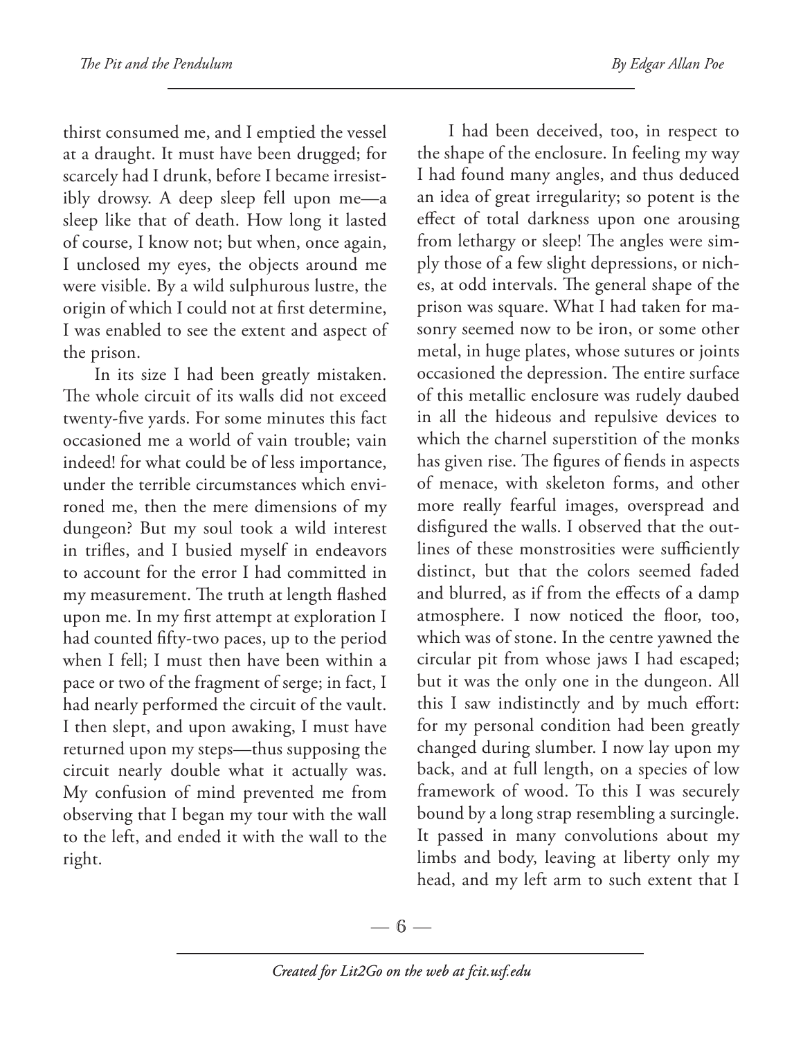thirst consumed me, and I emptied the vessel at a draught. It must have been drugged; for scarcely had I drunk, before I became irresistibly drowsy. A deep sleep fell upon me—a sleep like that of death. How long it lasted of course, I know not; but when, once again, I unclosed my eyes, the objects around me were visible. By a wild sulphurous lustre, the origin of which I could not at first determine, I was enabled to see the extent and aspect of the prison.

In its size I had been greatly mistaken. The whole circuit of its walls did not exceed twenty-five yards. For some minutes this fact occasioned me a world of vain trouble; vain indeed! for what could be of less importance, under the terrible circumstances which environed me, then the mere dimensions of my dungeon? But my soul took a wild interest in trifles, and I busied myself in endeavors to account for the error I had committed in my measurement. The truth at length flashed upon me. In my first attempt at exploration I had counted fifty-two paces, up to the period when I fell; I must then have been within a pace or two of the fragment of serge; in fact, I had nearly performed the circuit of the vault. I then slept, and upon awaking, I must have returned upon my steps—thus supposing the circuit nearly double what it actually was. My confusion of mind prevented me from observing that I began my tour with the wall to the left, and ended it with the wall to the right.

I had been deceived, too, in respect to the shape of the enclosure. In feeling my way I had found many angles, and thus deduced an idea of great irregularity; so potent is the effect of total darkness upon one arousing from lethargy or sleep! The angles were simply those of a few slight depressions, or niches, at odd intervals. The general shape of the prison was square. What I had taken for masonry seemed now to be iron, or some other metal, in huge plates, whose sutures or joints occasioned the depression. The entire surface of this metallic enclosure was rudely daubed in all the hideous and repulsive devices to which the charnel superstition of the monks has given rise. The figures of fiends in aspects of menace, with skeleton forms, and other more really fearful images, overspread and disfigured the walls. I observed that the outlines of these monstrosities were sufficiently distinct, but that the colors seemed faded and blurred, as if from the effects of a damp atmosphere. I now noticed the floor, too, which was of stone. In the centre yawned the circular pit from whose jaws I had escaped; but it was the only one in the dungeon. All this I saw indistinctly and by much effort: for my personal condition had been greatly changed during slumber. I now lay upon my back, and at full length, on a species of low framework of wood. To this I was securely bound by a long strap resembling a surcingle. It passed in many convolutions about my limbs and body, leaving at liberty only my head, and my left arm to such extent that I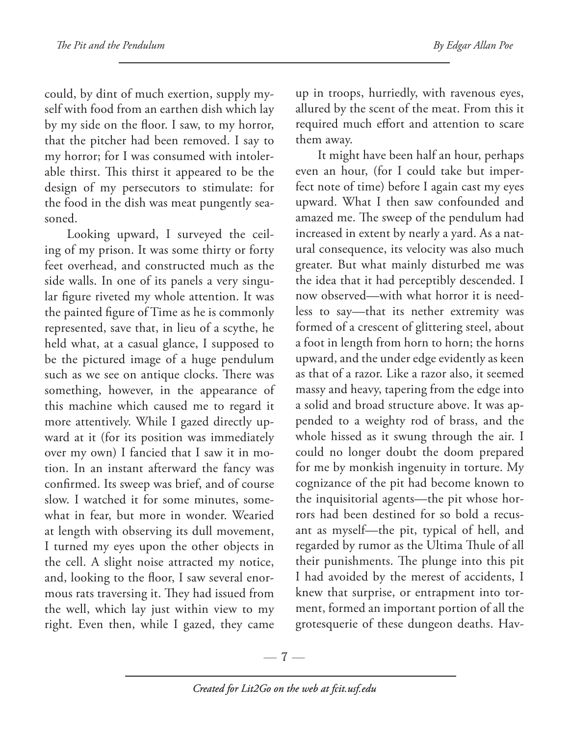could, by dint of much exertion, supply myself with food from an earthen dish which lay by my side on the floor. I saw, to my horror, that the pitcher had been removed. I say to my horror; for I was consumed with intolerable thirst. This thirst it appeared to be the design of my persecutors to stimulate: for the food in the dish was meat pungently seasoned.

Looking upward, I surveyed the ceiling of my prison. It was some thirty or forty feet overhead, and constructed much as the side walls. In one of its panels a very singular figure riveted my whole attention. It was the painted figure of Time as he is commonly represented, save that, in lieu of a scythe, he held what, at a casual glance, I supposed to be the pictured image of a huge pendulum such as we see on antique clocks. There was something, however, in the appearance of this machine which caused me to regard it more attentively. While I gazed directly upward at it (for its position was immediately over my own) I fancied that I saw it in motion. In an instant afterward the fancy was confirmed. Its sweep was brief, and of course slow. I watched it for some minutes, somewhat in fear, but more in wonder. Wearied at length with observing its dull movement, I turned my eyes upon the other objects in the cell. A slight noise attracted my notice, and, looking to the floor, I saw several enormous rats traversing it. They had issued from the well, which lay just within view to my right. Even then, while I gazed, they came up in troops, hurriedly, with ravenous eyes, allured by the scent of the meat. From this it required much effort and attention to scare them away.

It might have been half an hour, perhaps even an hour, (for I could take but imperfect note of time) before I again cast my eyes upward. What I then saw confounded and amazed me. The sweep of the pendulum had increased in extent by nearly a yard. As a natural consequence, its velocity was also much greater. But what mainly disturbed me was the idea that it had perceptibly descended. I now observed—with what horror it is needless to say—that its nether extremity was formed of a crescent of glittering steel, about a foot in length from horn to horn; the horns upward, and the under edge evidently as keen as that of a razor. Like a razor also, it seemed massy and heavy, tapering from the edge into a solid and broad structure above. It was appended to a weighty rod of brass, and the whole hissed as it swung through the air. I could no longer doubt the doom prepared for me by monkish ingenuity in torture. My cognizance of the pit had become known to the inquisitorial agents—the pit whose horrors had been destined for so bold a recusant as myself—the pit, typical of hell, and regarded by rumor as the Ultima Thule of all their punishments. The plunge into this pit I had avoided by the merest of accidents, I knew that surprise, or entrapment into torment, formed an important portion of all the grotesquerie of these dungeon deaths. Hav-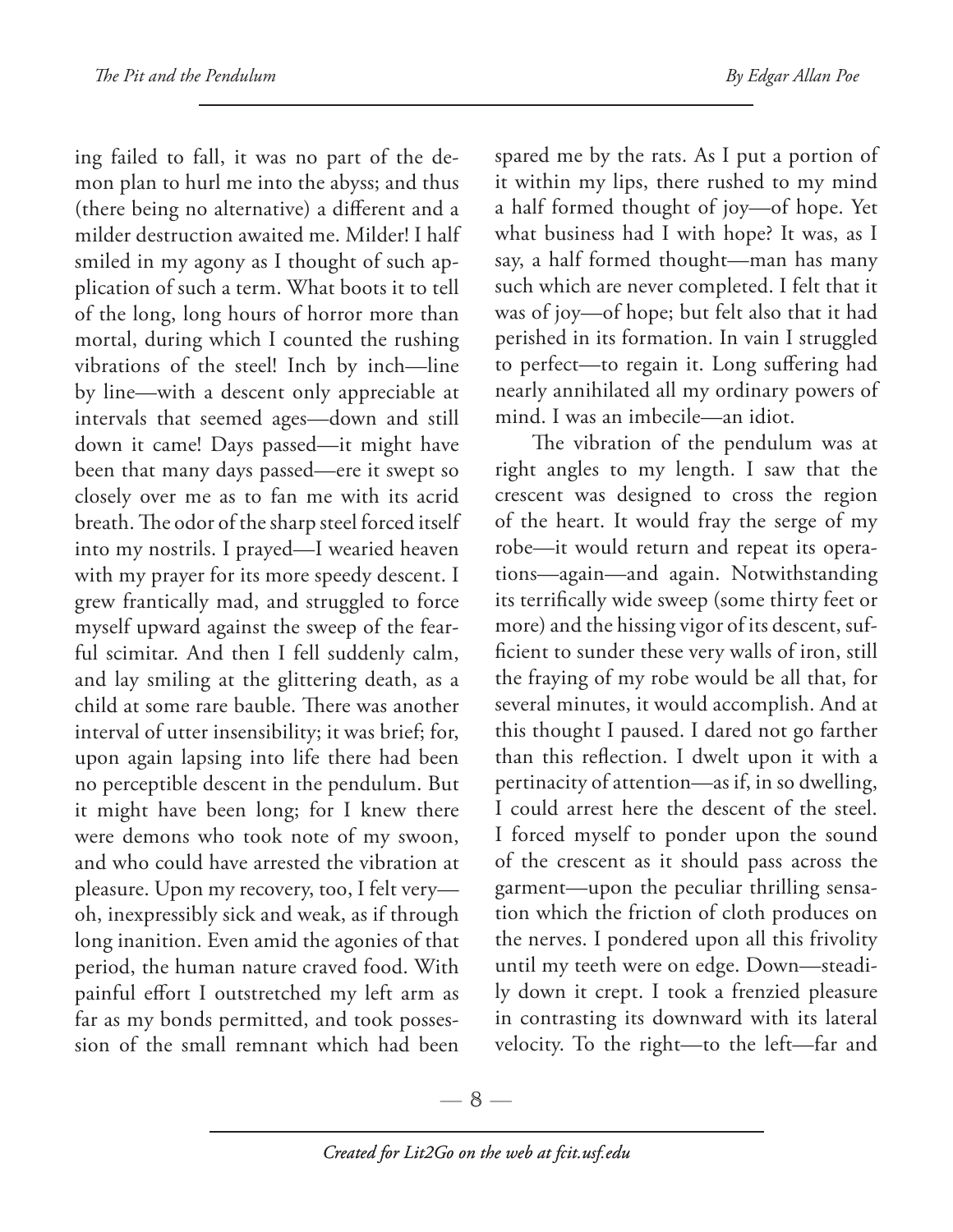ing failed to fall, it was no part of the demon plan to hurl me into the abyss; and thus (there being no alternative) a different and a milder destruction awaited me. Milder! I half smiled in my agony as I thought of such application of such a term. What boots it to tell of the long, long hours of horror more than mortal, during which I counted the rushing vibrations of the steel! Inch by inch—line by line—with a descent only appreciable at intervals that seemed ages—down and still down it came! Days passed—it might have been that many days passed—ere it swept so closely over me as to fan me with its acrid breath. The odor of the sharp steel forced itself into my nostrils. I prayed—I wearied heaven with my prayer for its more speedy descent. I grew frantically mad, and struggled to force myself upward against the sweep of the fearful scimitar. And then I fell suddenly calm, and lay smiling at the glittering death, as a child at some rare bauble. There was another interval of utter insensibility; it was brief; for, upon again lapsing into life there had been no perceptible descent in the pendulum. But it might have been long; for I knew there were demons who took note of my swoon, and who could have arrested the vibration at pleasure. Upon my recovery, too, I felt very—oh, inexpressibly sick and weak, as if through long inanition. Even amid the agonies of that period, the human nature craved food. With painful effort I outstretched my left arm as far as my bonds permitted, and took possession of the small remnant which had been spared me by the rats. As I put a portion of it within my lips, there rushed to my mind a half formed thought of joy—of hope. Yet what business had I with hope? It was, as I say, a half formed thought—man has many such which are never completed. I felt that it was of joy—of hope; but felt also that it had perished in its formation. In vain I struggled to perfect—to regain it. Long suffering had nearly annihilated all my ordinary powers of mind. I was an imbecile—an idiot.

The vibration of the pendulum was at right angles to my length. I saw that the crescent was designed to cross the region of the heart. It would fray the serge of my robe—it would return and repeat its operations—again—and again. Notwithstanding its terrifically wide sweep (some thirty feet or more) and the hissing vigor of its descent, sufficient to sunder these very walls of iron, still the fraying of my robe would be all that, for several minutes, it would accomplish. And at this thought I paused. I dared not go farther than this reflection. I dwelt upon it with a pertinacity of attention—as if, in so dwelling, I could arrest here the descent of the steel. I forced myself to ponder upon the sound of the crescent as it should pass across the garment—upon the peculiar thrilling sensation which the friction of cloth produces on the nerves. I pondered upon all this frivolity until my teeth were on edge. Down—steadily down it crept. I took a frenzied pleasure in contrasting its downward with its lateral velocity. To the right—to the left—far and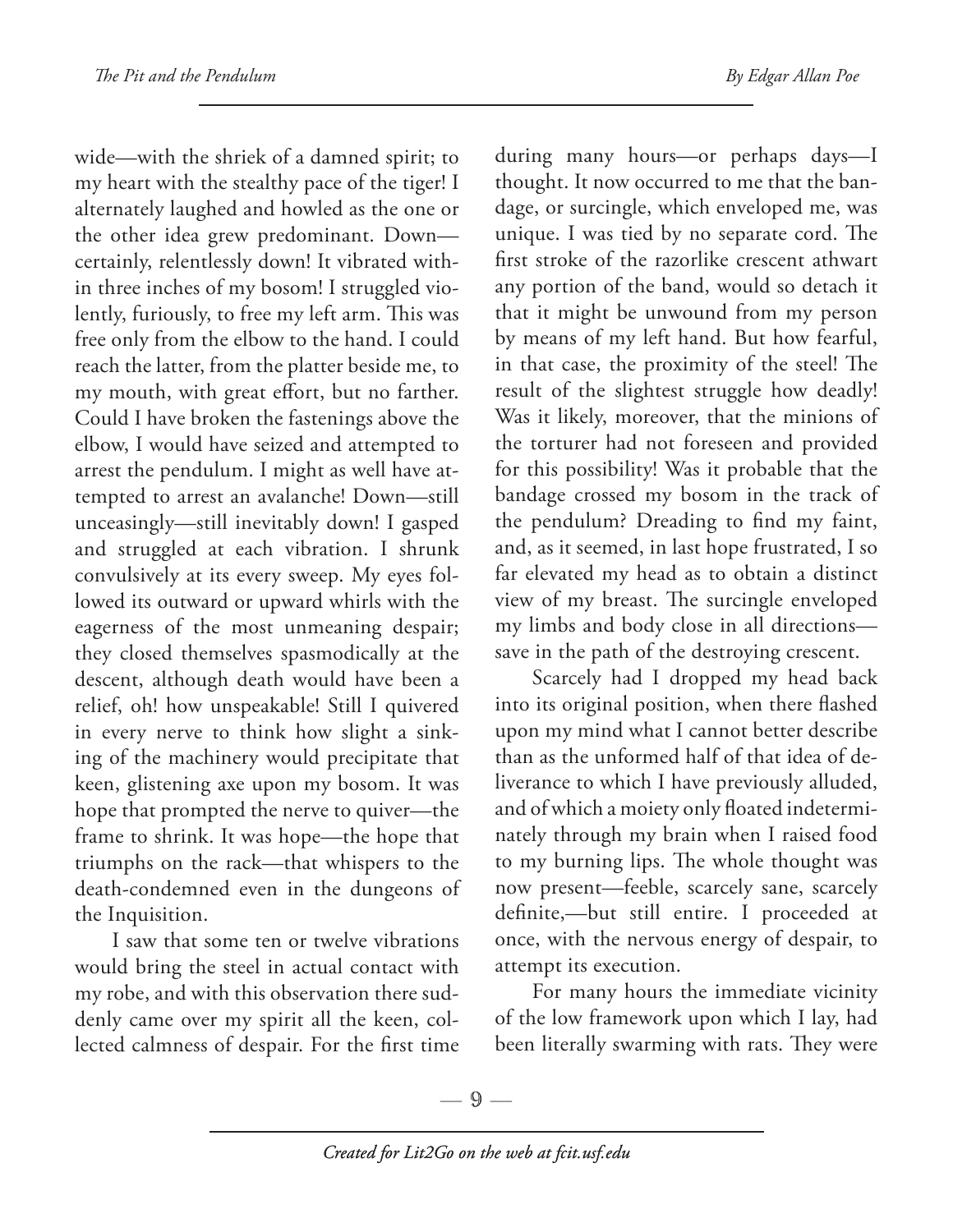wide—with the shriek of a damned spirit; to my heart with the stealthy pace of the tiger! I alternately laughed and howled as the one or the other idea grew predominant. Down—certainly, relentlessly down! It vibrated within three inches of my bosom! I struggled violently, furiously, to free my left arm. This was free only from the elbow to the hand. I could reach the latter, from the platter beside me, to my mouth, with great effort, but no farther. Could I have broken the fastenings above the elbow, I would have seized and attempted to arrest the pendulum. I might as well have attempted to arrest an avalanche! Down—still unceasingly—still inevitably down! I gasped and struggled at each vibration. I shrunk convulsively at its every sweep. My eyes followed its outward or upward whirls with the eagerness of the most unmeaning despair; they closed themselves spasmodically at the descent, although death would have been a relief, oh! how unspeakable! Still I quivered in every nerve to think how slight a sinking of the machinery would precipitate that keen, glistening axe upon my bosom. It was hope that prompted the nerve to quiver—the frame to shrink. It was hope—the hope that triumphs on the rack—that whispers to the death-condemned even in the dungeons of the Inquisition.

I saw that some ten or twelve vibrations would bring the steel in actual contact with my robe, and with this observation there suddenly came over my spirit all the keen, collected calmness of despair. For the first time during many hours—or perhaps days—I thought. It now occurred to me that the bandage, or surcingle, which enveloped me, was unique. I was tied by no separate cord. The first stroke of the razorlike crescent athwart any portion of the band, would so detach it that it might be unwound from my person by means of my left hand. But how fearful, in that case, the proximity of the steel! The result of the slightest struggle how deadly! Was it likely, moreover, that the minions of the torturer had not foreseen and provided for this possibility! Was it probable that the bandage crossed my bosom in the track of the pendulum? Dreading to find my faint, and, as it seemed, in last hope frustrated, I so far elevated my head as to obtain a distinct view of my breast. The surcingle enveloped my limbs and body close in all directions—save in the path of the destroying crescent.

Scarcely had I dropped my head back into its original position, when there flashed upon my mind what I cannot better describe than as the unformed half of that idea of deliverance to which I have previously alluded, and of which a moiety only floated indeterminately through my brain when I raised food to my burning lips. The whole thought was now present—feeble, scarcely sane, scarcely definite,—but still entire. I proceeded at once, with the nervous energy of despair, to attempt its execution.

For many hours the immediate vicinity of the low framework upon which I lay, had been literally swarming with rats. They were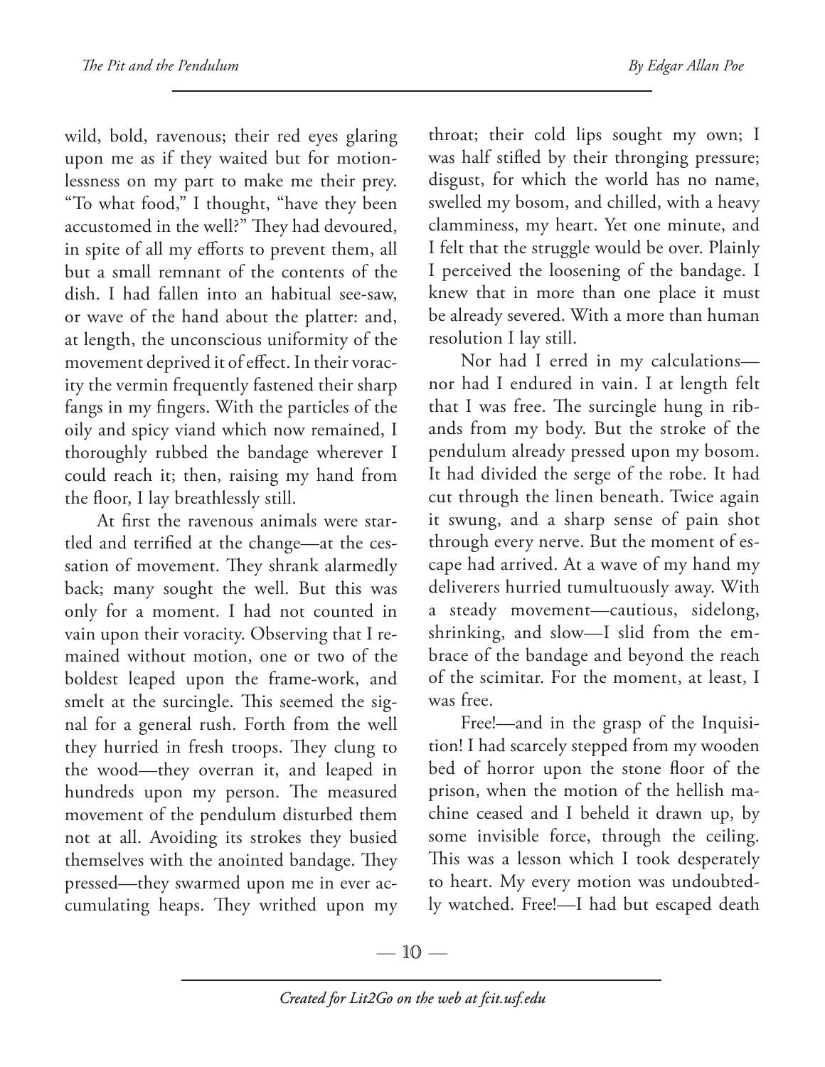wild, bold, ravenous; their red eyes glaring upon me as if they waited but for motionlessness on my part to make me their prey. "To what food," I thought, "have they been accustomed in the well?" They had devoured, in spite of all my efforts to prevent them, all but a small remnant of the contents of the dish. I had fallen into an habitual see-saw, or wave of the hand about the platter: and, at length, the unconscious uniformity of the movement deprived it of effect. In their voracity the vermin frequently fastened their sharp fangs in my fingers. With the particles of the oily and spicy viand which now remained, I thoroughly rubbed the bandage wherever I could reach it; then, raising my hand from the floor, I lay breathlessly still.

At first the ravenous animals were startled and terrified at the change—at the cessation of movement. They shrank alarmedly back; many sought the well. But this was only for a moment. I had not counted in vain upon their voracity. Observing that I remained without motion, one or two of the boldest leaped upon the frame-work, and smelt at the surcingle. This seemed the signal for a general rush. Forth from the well they hurried in fresh troops. They clung to the wood—they overran it, and leaped in hundreds upon my person. The measured movement of the pendulum disturbed them not at all. Avoiding its strokes they busied themselves with the anointed bandage. They pressed—they swarmed upon me in ever accumulating heaps. They writhed upon my throat; their cold lips sought my own; I was half stifled by their thronging pressure; disgust, for which the world has no name, swelled my bosom, and chilled, with a heavy clamminess, my heart. Yet one minute, and I felt that the struggle would be over. Plainly I perceived the loosening of the bandage. I knew that in more than one place it must be already severed. With a more than human resolution I lay still.

Nor had I erred in my calculations—nor had I endured in vain. I at length felt that I was free. The surcingle hung in ribands from my body. But the stroke of the pendulum already pressed upon my bosom. It had divided the serge of the robe. It had cut through the linen beneath. Twice again it swung, and a sharp sense of pain shot through every nerve. But the moment of escape had arrived. At a wave of my hand my deliverers hurried tumultuously away. With a steady movement—cautious, sidelong, shrinking, and slow—I slid from the embrace of the bandage and beyond the reach of the scimitar. For the moment, at least, I was free.

Free!—and in the grasp of the Inquisition! I had scarcely stepped from my wooden bed of horror upon the stone floor of the prison, when the motion of the hellish machine ceased and I beheld it drawn up, by some invisible force, through the ceiling. This was a lesson which I took desperately to heart. My every motion was undoubtedly watched. Free!—I had but escaped death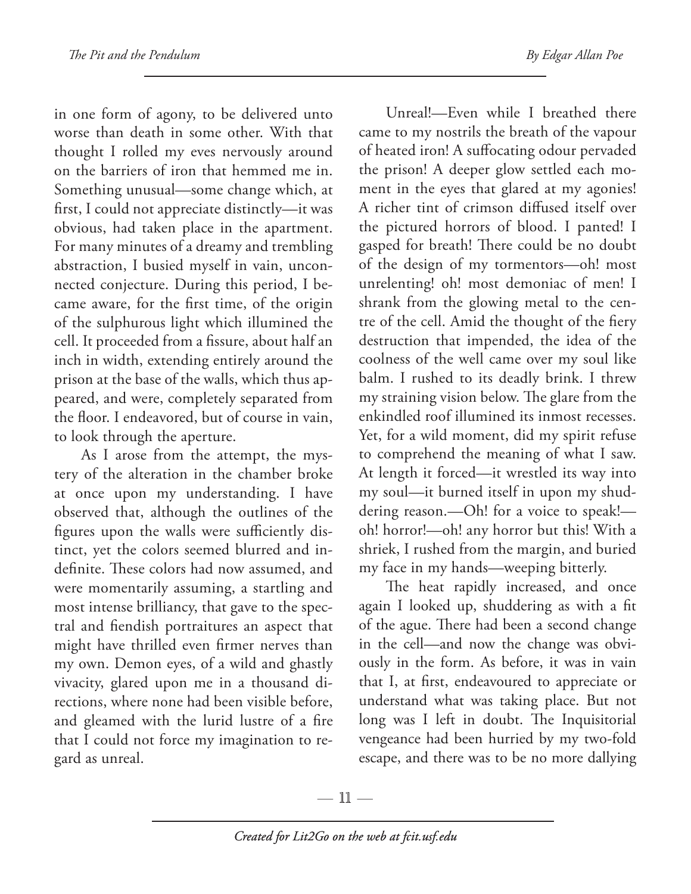in one form of agony, to be delivered unto worse than death in some other. With that thought I rolled my eves nervously around on the barriers of iron that hemmed me in. Something unusual—some change which, at first, I could not appreciate distinctly—it was obvious, had taken place in the apartment. For many minutes of a dreamy and trembling abstraction, I busied myself in vain, unconnected conjecture. During this period, I became aware, for the first time, of the origin of the sulphurous light which illumined the cell. It proceeded from a fissure, about half an inch in width, extending entirely around the prison at the base of the walls, which thus appeared, and were, completely separated from the floor. I endeavored, but of course in vain, to look through the aperture.

As I arose from the attempt, the mystery of the alteration in the chamber broke at once upon my understanding. I have observed that, although the outlines of the figures upon the walls were sufficiently distinct, yet the colors seemed blurred and indefinite. These colors had now assumed, and were momentarily assuming, a startling and most intense brilliancy, that gave to the spectral and fiendish portraitures an aspect that might have thrilled even firmer nerves than my own. Demon eyes, of a wild and ghastly vivacity, glared upon me in a thousand directions, where none had been visible before, and gleamed with the lurid lustre of a fire that I could not force my imagination to regard as unreal.

Unreal!—Even while I breathed there came to my nostrils the breath of the vapour of heated iron! A suffocating odour pervaded the prison! A deeper glow settled each moment in the eyes that glared at my agonies! A richer tint of crimson diffused itself over the pictured horrors of blood. I panted! I gasped for breath! There could be no doubt of the design of my tormentors—oh! most unrelenting! oh! most demoniac of men! I shrank from the glowing metal to the centre of the cell. Amid the thought of the fiery destruction that impended, the idea of the coolness of the well came over my soul like balm. I rushed to its deadly brink. I threw my straining vision below. The glare from the enkindled roof illumined its inmost recesses. Yet, for a wild moment, did my spirit refuse to comprehend the meaning of what I saw. At length it forced—it wrestled its way into my soul—it burned itself in upon my shuddering reason.—Oh! for a voice to speak!—oh! horror!—oh! any horror but this! With a shriek, I rushed from the margin, and buried my face in my hands—weeping bitterly.

The heat rapidly increased, and once again I looked up, shuddering as with a fit of the ague. There had been a second change in the cell—and now the change was obviously in the form. As before, it was in vain that I, at first, endeavoured to appreciate or understand what was taking place. But not long was I left in doubt. The Inquisitorial vengeance had been hurried by my two-fold escape, and there was to be no more dallying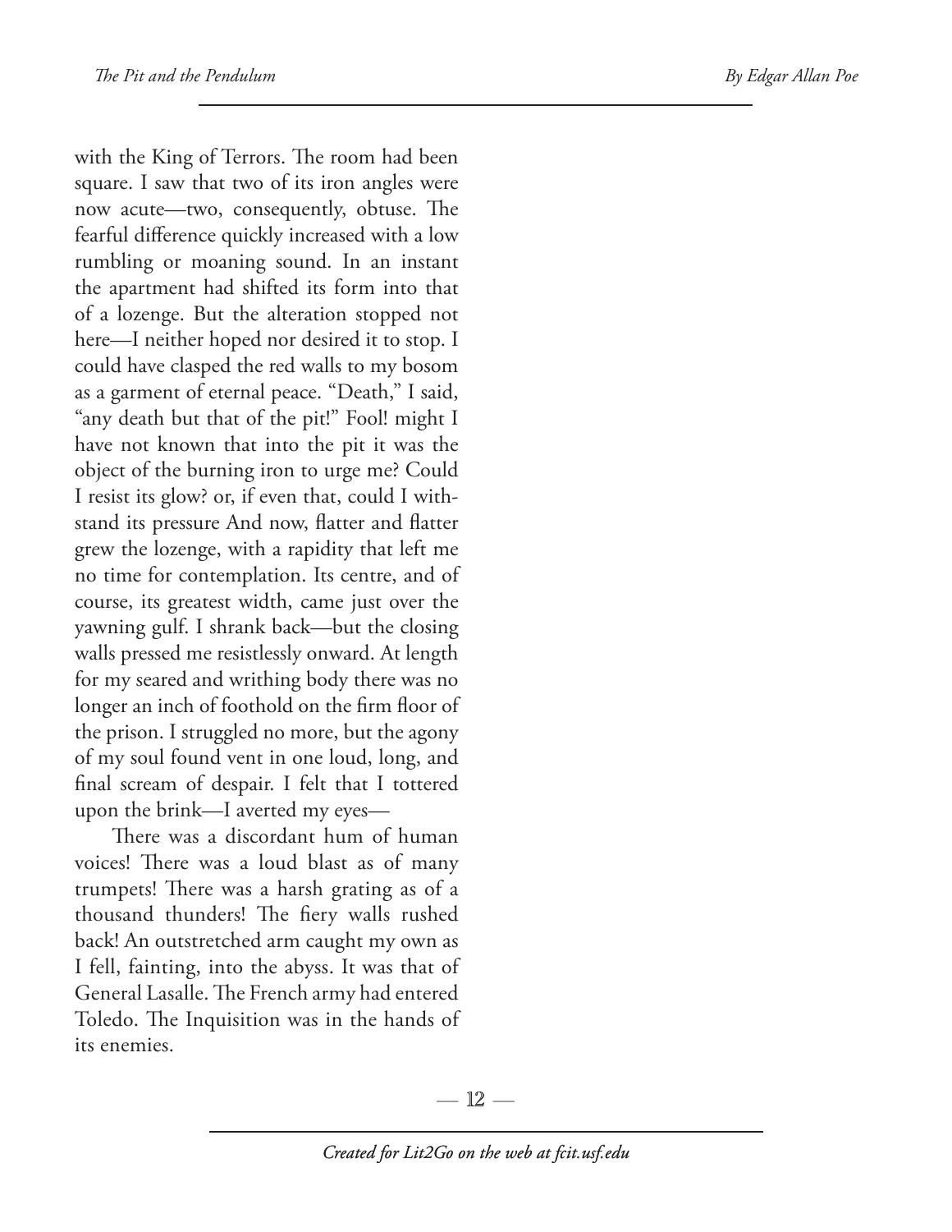with the King of Terrors. The room had been square. I saw that two of its iron angles were now acute—two, consequently, obtuse. The fearful difference quickly increased with a low rumbling or moaning sound. In an instant the apartment had shifted its form into that of a lozenge. But the alteration stopped not here—I neither hoped nor desired it to stop. I could have clasped the red walls to my bosom as a garment of eternal peace. "Death," I said, "any death but that of the pit!" Fool! might I have not known that into the pit it was the object of the burning iron to urge me? Could I resist its glow? or, if even that, could I withstand its pressure And now, flatter and flatter grew the lozenge, with a rapidity that left me no time for contemplation. Its centre, and of course, its greatest width, came just over the yawning gulf. I shrank back—but the closing walls pressed me resistlessly onward. At length for my seared and writhing body there was no longer an inch of foothold on the firm floor of the prison. I struggled no more, but the agony of my soul found vent in one loud, long, and final scream of despair. I felt that I tottered upon the brink—I averted my eyes—

There was a discordant hum of human voices! There was a loud blast as of many trumpets! There was a harsh grating as of a thousand thunders! The fiery walls rushed back! An outstretched arm caught my own as I fell, fainting, into the abyss. It was that of General Lasalle. The French army had entered Toledo. The Inquisition was in the hands of its enemies.